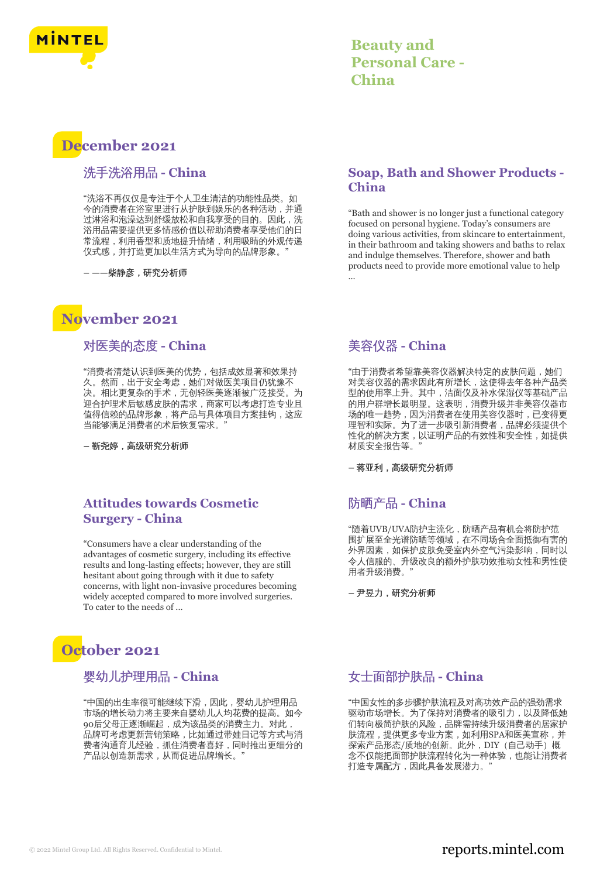# Beauty and Personal Care - China

## December 2021

### 洗手洗浴用品 - China

“洗浴不再仅仅是专注于个人卫生清洁的功能性品类。如今的消费者在浴室里进行从护肤到娱乐的各种活动，并通过淋浴和泡澡达到舒缓放松和自我享受的目的。因此，洗浴用品需要提供更多情感价值以帮助消费者享受他们的日常流程，利用香型和质地提升情绪，利用吸睛的外观传递仪式感，并打造更加以生活方式为导向的品牌形象。”

**– ——柴静彦，研究分析师**

### Soap, Bath and Shower Products - China

“Bath and shower is no longer just a functional category focused on personal hygiene. Today's consumers are doing various activities, from skincare to entertainment, in their bathroom and taking showers and baths to relax and indulge themselves. Therefore, shower and bath products need to provide more emotional value to help ...

## November 2021

### 对医美的态度 - China

“消费者清楚认识到医美的优势，包括成效显著和效果持久。然而，出于安全考虑，她们对做医美项目仍犹豫不决。相比更复杂的手术，无创轻医美逐渐被广泛接受。为迎合护理术后敏感皮肤的需求，商家可以考虑打造专业且值得信赖的品牌形象，将产品与具体项目方案挂钩，这应当能够满足消费者的术后恢复需求。”

**– 靳尧婷，高级研究分析师**

### 美容仪器 - China

“由于消费者希望靠美容仪器解决特定的皮肤问题，她们对美容仪器的需求因此有所增长，这使得去年各种产品类型的使用率上升。其中，洁面仪及补水保湿仪等基础产品的用户群增长最明显。这表明，消费升级并非美容仪器市场的唯一趋势，因为消费者在使用美容仪器时，已变得更理智和实际。为了进一步吸引新消费者，品牌必须提供个性化的解决方案，以证明产品的有效性和安全性，如提供材质安全报告等。”

**– 蒋亚利，高级研究分析师**

### Attitudes towards Cosmetic Surgery - China

“Consumers have a clear understanding of the advantages of cosmetic surgery, including its effective results and long-lasting effects; however, they are still hesitant about going through with it due to safety concerns, with light non-invasive procedures becoming widely accepted compared to more involved surgeries. To cater to the needs of ...

### 防晒产品 - China

“随着UVB/UVA防护主流化，防晒产品有机会将防护范围扩展至全光谱防晒等领域，在不同场合全面抵御有害的外界因素，如保护皮肤免受室内外空气污染影响，同时以令人信服的、升级改良的额外护肤功效推动女性和男性使用者升级消费。”

**– 尹昱力，研究分析师**

## October 2021

### 婴幼儿护理用品 - China

“中国的出生率很可能继续下滑，因此，婴幼儿护理用品市场的增长动力将主要来自婴幼儿人均花费的提高。如今90后父母正逐渐崛起，成为该品类的消费主力。对此，品牌可考虑更新营销策略，比如通过带娃日记等方式与消费者沟通育儿经验，抓住消费者喜好，同时推出更细分的产品以创造新需求，从而促进品牌增长。”

### 女士面部护肤品 - China

“中国女性的多步骤护肤流程及对高功效产品的强劲需求驱动市场增长。为了保持对消费者的吸引力，以及降低她们转向极简护肤的风险，品牌需持续升级消费者的居家护肤流程，提供更多专业方案，如利用SPA和医美宣称，并探索产品形态/质地的创新。此外，DIY（自己动手）概念不仅能把面部护肤流程转化为一种体验，也能让消费者打造专属配方，因此具备发展潜力。”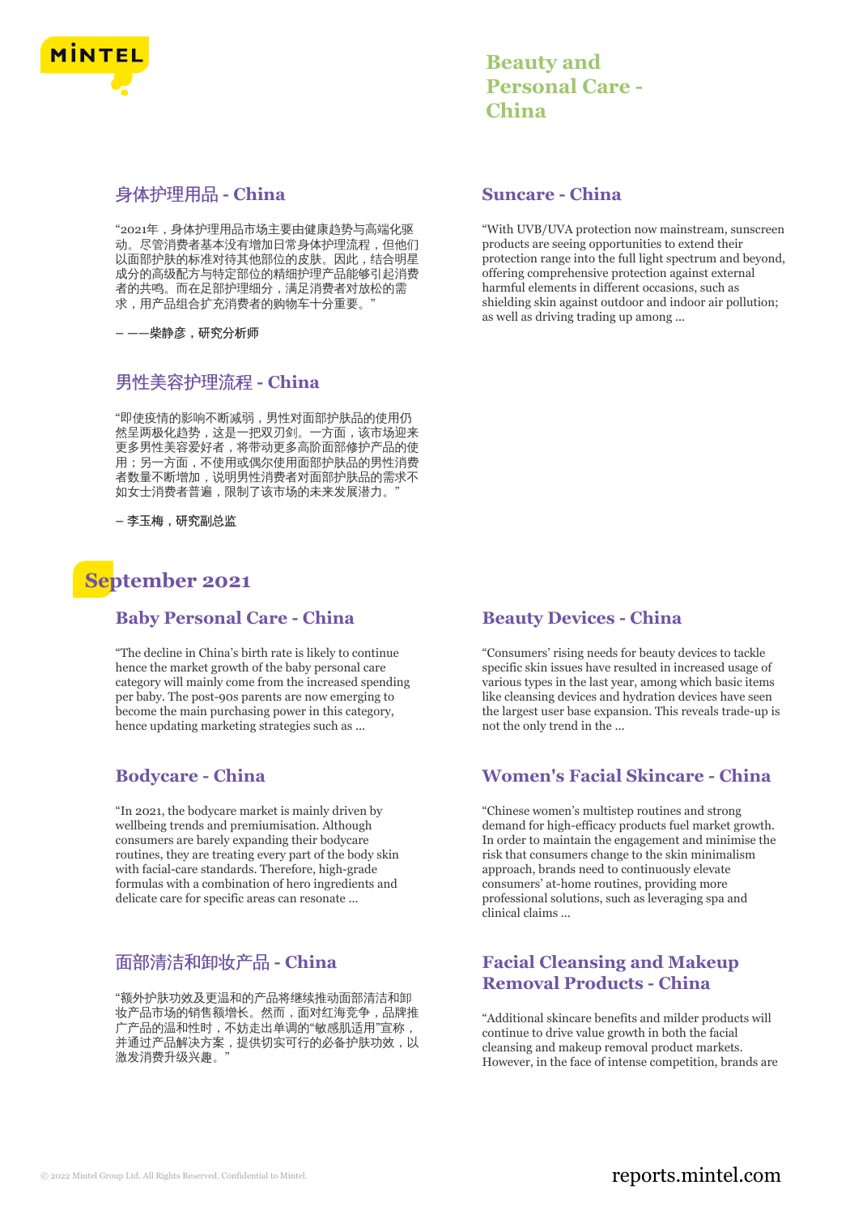## 身体护理用品 - China

“2021年，身体护理用品市场主要由健康趋势与高端化驱动。尽管消费者基本没有增加日常身体护理流程，但他们以面部护肤的标准对待其他部位的皮肤。因此，结合明星成分的高级配方与特定部位的精细护理产品能够引起消费者的共鸣。而在足部护理细分，满足消费者对放松的需求，用产品组合扩充消费者的购物车十分重要。”

– ——柴静彦，研究分析师

## 男性美容护理流程 - China

“即使疫情的影响不断减弱，男性对面部护肤品的使用仍然呈两极化趋势，这是一把双刃剑。一方面，该市场迎来更多男性美容爱好者，将带动更多高阶面部修护产品的使用；另一方面，不使用或偶尔使用面部护肤品的男性消费者数量不断增加，说明男性消费者对面部护肤品的需求不如女士消费者普遍，限制了该市场的未来发展潜力。”

– 李玉梅，研究副总监

## Suncare - China

“With UVB/UVA protection now mainstream, sunscreen products are seeing opportunities to extend their protection range into the full light spectrum and beyond, offering comprehensive protection against external harmful elements in different occasions, such as shielding skin against outdoor and indoor air pollution; as well as driving trading up among ...

# September 2021

## Baby Personal Care - China

“The decline in China’s birth rate is likely to continue hence the market growth of the baby personal care category will mainly come from the increased spending per baby. The post-90s parents are now emerging to become the main purchasing power in this category, hence updating marketing strategies such as ...

## Bodycare - China

“In 2021, the bodycare market is mainly driven by wellbeing trends and premiumisation. Although consumers are barely expanding their bodycare routines, they are treating every part of the body skin with facial-care standards. Therefore, high-grade formulas with a combination of hero ingredients and delicate care for specific areas can resonate ...

## 面部清洁和卸妆产品 - China

“额外护肤功效及更温和的产品将继续推动面部清洁和卸妆产品市场的销售额增长。然而，面对红海竞争，品牌推广产品的温和性时，不妨走出单调的“敏感肌适用”宣称，并通过产品解决方案，提供切实可行的必备护肤功效，以激发消费升级兴趣。”

## Beauty Devices - China

“Consumers’ rising needs for beauty devices to tackle specific skin issues have resulted in increased usage of various types in the last year, among which basic items like cleansing devices and hydration devices have seen the largest user base expansion. This reveals trade-up is not the only trend in the ...

## Women's Facial Skincare - China

“Chinese women’s multistep routines and strong demand for high-efficacy products fuel market growth. In order to maintain the engagement and minimise the risk that consumers change to the skin minimalism approach, brands need to continuously elevate consumers’ at-home routines, providing more professional solutions, such as leveraging spa and clinical claims ...

## Facial Cleansing and Makeup Removal Products - China

“Additional skincare benefits and milder products will continue to drive value growth in both the facial cleansing and makeup removal product markets. However, in the face of intense competition, brands are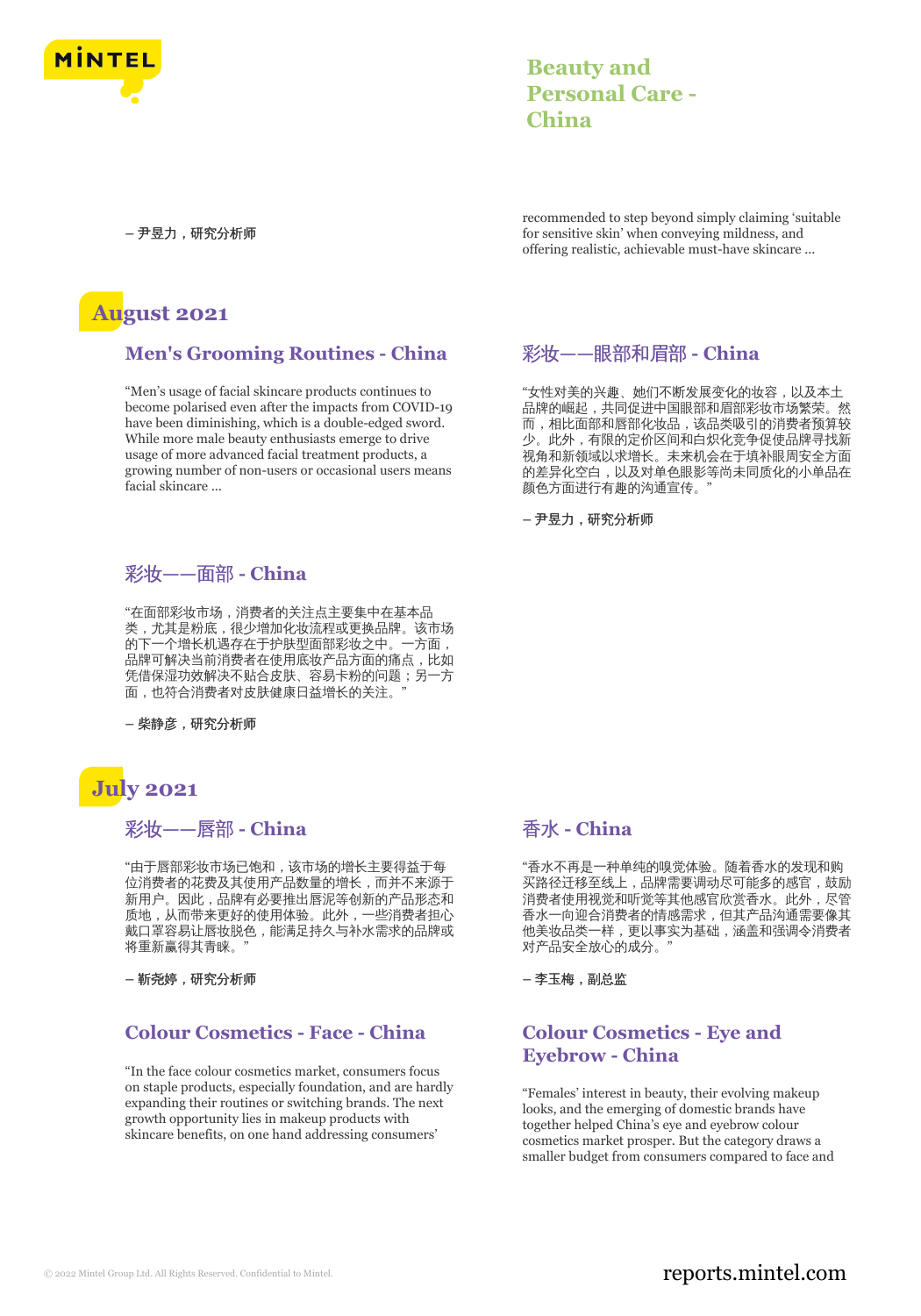– 尹昱力，研究分析师

recommended to step beyond simply claiming 'suitable for sensitive skin' when conveying mildness, and offering realistic, achievable must-have skincare ...

## August 2021

### Men's Grooming Routines - China

"Men's usage of facial skincare products continues to become polarised even after the impacts from COVID-19 have been diminishing, which is a double-edged sword. While more male beauty enthusiasts emerge to drive usage of more advanced facial treatment products, a growing number of non-users or occasional users means facial skincare ...

### 彩妆——眼部和眉部 - China

"女性对美的兴趣、她们不断发展变化的妆容，以及本土品牌的崛起，共同促进中国眼部和眉部彩妆市场繁荣。然而，相比面部和唇部化妆品，该品类吸引的消费者预算较少。此外，有限的定价区间和白炽化竞争促使品牌寻找新视角和新领域以求增长。未来机会在于填补眼周安全方面的差异化空白，以及对单色眼影等尚未同质化的小单品在颜色方面进行有趣的沟通宣传。"

– 尹昱力，研究分析师

### 彩妆——面部 - China

"在面部彩妆市场，消费者的关注点主要集中在基本品类，尤其是粉底，很少增加化妆流程或更换品牌。该市场的下一个增长机遇存在于护肤型面部彩妆之中。一方面，品牌可解决当前消费者在使用底妆产品方面的痛点，比如凭借保湿功效解决不贴合皮肤、容易卡粉的问题；另一方面，也符合消费者对皮肤健康日益增长的关注。"

– 柴静彦，研究分析师

## July 2021

### 彩妆——唇部 - China

"由于唇部彩妆市场已饱和，该市场的增长主要得益于每位消费者的花费及其使用产品数量的增长，而并不来源于新用户。因此，品牌有必要推出唇泥等创新的产品形态和质地，从而带来更好的使用体验。此外，一些消费者担心戴口罩容易让唇妆脱色，能满足持久与补水需求的品牌或将重新赢得其青睐。"

– 靳尧婷，研究分析师

### 香水 - China

"香水不再是一种单纯的嗅觉体验。随着香水的发现和购买路径迁移至线上，品牌需要调动尽可能多的感官，鼓励消费者使用视觉和听觉等其他感官欣赏香水。此外，尽管香水一向迎合消费者的情感需求，但其产品沟通需要像其他美妆品类一样，更以事实为基础，涵盖和强调令消费者对产品安全放心的成分。"

– 李玉梅，副总监

### Colour Cosmetics - Face - China

"In the face colour cosmetics market, consumers focus on staple products, especially foundation, and are hardly expanding their routines or switching brands. The next growth opportunity lies in makeup products with skincare benefits, on one hand addressing consumers'

### Colour Cosmetics - Eye and Eyebrow - China

"Females' interest in beauty, their evolving makeup looks, and the emerging of domestic brands have together helped China's eye and eyebrow colour cosmetics market prosper. But the category draws a smaller budget from consumers compared to face and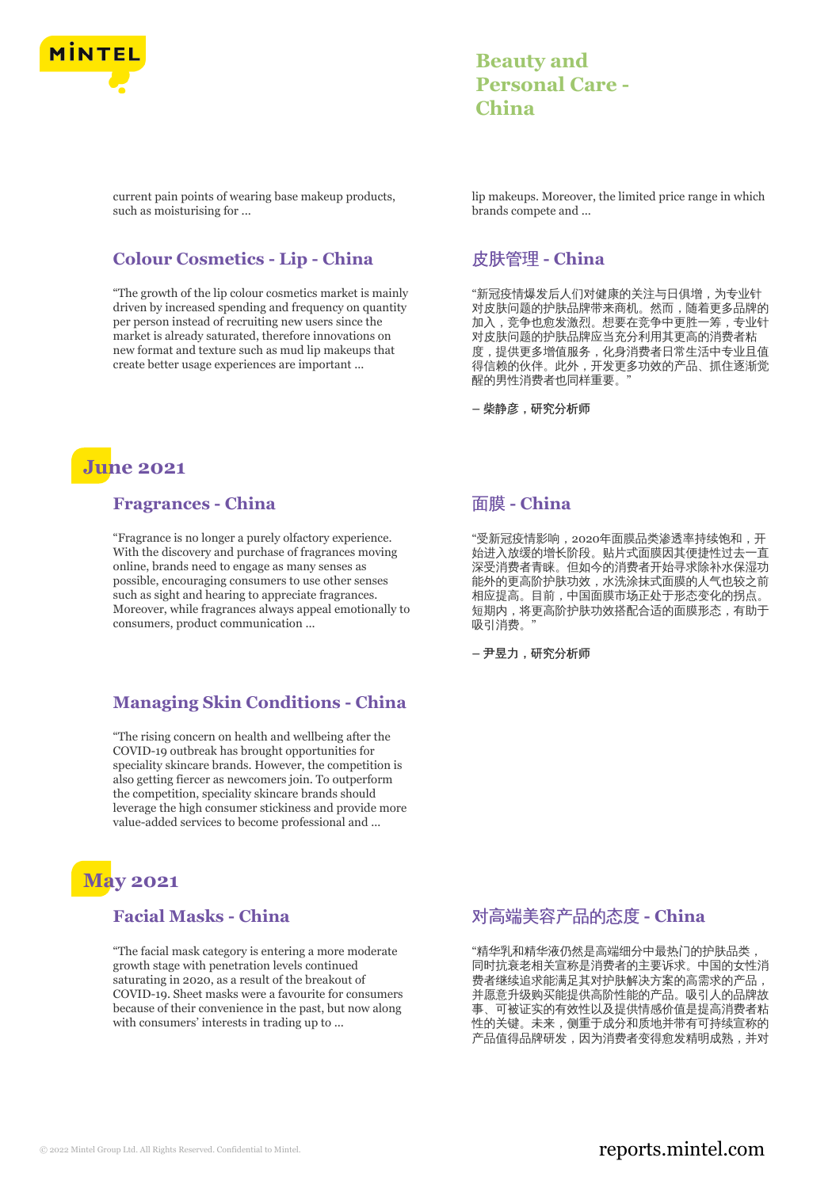current pain points of wearing base makeup products, such as moisturising for ...

lip makeups. Moreover, the limited price range in which brands compete and ...

### Colour Cosmetics - Lip - China

"The growth of the lip colour cosmetics market is mainly driven by increased spending and frequency on quantity per person instead of recruiting new users since the market is already saturated, therefore innovations on new format and texture such as mud lip makeups that create better usage experiences are important ...

### 皮肤管理 - China

"新冠疫情爆发后人们对健康的关注与日俱增，为专业针对皮肤问题的护肤品牌带来商机。然而，随着更多品牌的加入，竞争也愈发激烈。想要在竞争中更胜一筹，专业针对皮肤问题的护肤品牌应当充分利用其更高的消费者粘度，提供更多增值服务，化身消费者日常生活中专业且值得信赖的伙伴。此外，开发更多功效的产品、抓住逐渐觉醒的男性消费者也同样重要。"

– 柴静彦，研究分析师

## June 2021

### Fragrances - China

"Fragrance is no longer a purely olfactory experience. With the discovery and purchase of fragrances moving online, brands need to engage as many senses as possible, encouraging consumers to use other senses such as sight and hearing to appreciate fragrances. Moreover, while fragrances always appeal emotionally to consumers, product communication ...

### 面膜 - China

"受新冠疫情影响，2020年面膜品类渗透率持续饱和，开始进入放缓的增长阶段。贴片式面膜因其便捷性过去一直深受消费者青睐。但如今的消费者开始寻求除补水保湿功能外的更高阶护肤功效，水洗涂抹式面膜的人气也较之前相应提高。目前，中国面膜市场正处于形态变化的拐点。短期内，将更高阶护肤功效搭配合适的面膜形态，有助于吸引消费。"

– 尹昱力，研究分析师

### Managing Skin Conditions - China

"The rising concern on health and wellbeing after the COVID-19 outbreak has brought opportunities for speciality skincare brands. However, the competition is also getting fiercer as newcomers join. To outperform the competition, speciality skincare brands should leverage the high consumer stickiness and provide more value-added services to become professional and ...

## May 2021

### Facial Masks - China

"The facial mask category is entering a more moderate growth stage with penetration levels continued saturating in 2020, as a result of the breakout of COVID-19. Sheet masks were a favourite for consumers because of their convenience in the past, but now along with consumers' interests in trading up to ...

### 对高端美容产品的态度 - China

"精华乳和精华液仍然是高端细分中最热门的护肤品类，同时抗衰老相关宣称是消费者的主要诉求。中国的女性消费者继续追求能满足其对护肤解决方案的高需求的产品，并愿意升级购买能提供高阶性能的产品。吸引人的品牌故事、可被证实的有效性以及提供情感价值是提高消费者粘性的关键。未来，侧重于成分和质地并带有可持续宣称的产品值得品牌研发，因为消费者变得愈发精明成熟，并对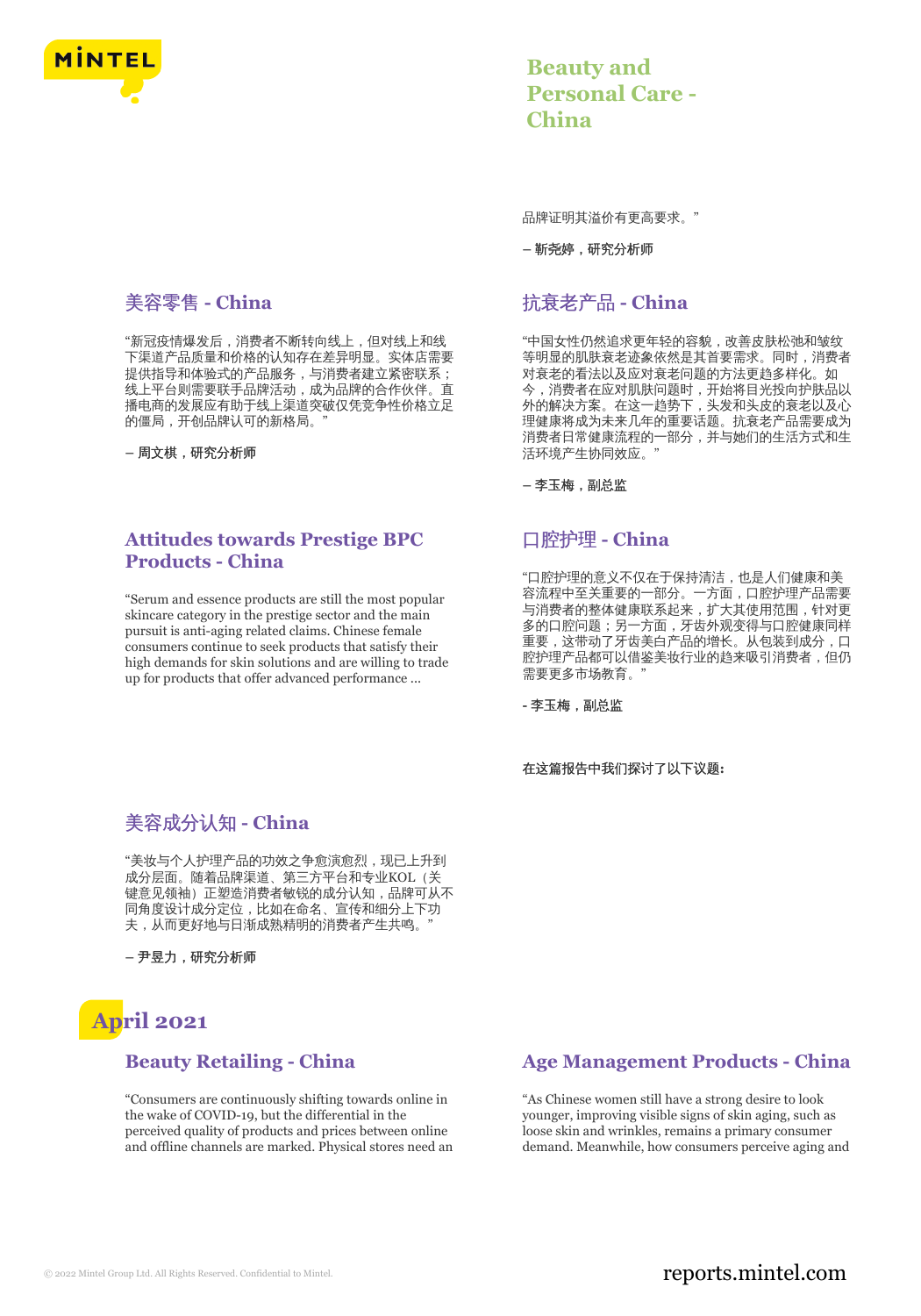品牌证明其溢价有更高要求。"

– 靳尧婷，研究分析师

## 美容零售 - China

"新冠疫情爆发后，消费者不断转向线上，但对线上和线下渠道产品质量和价格的认知存在差异明显。实体店需要提供指导和体验式的产品服务，与消费者建立紧密联系；线上平台则需要联手品牌活动，成为品牌的合作伙伴。直播电商的发展应有助于线上渠道突破仅凭竞争性价格立足的僵局，开创品牌认可的新格局。"

– 周文棋，研究分析师

## 抗衰老产品 - China

"中国女性仍然追求更年轻的容貌，改善皮肤松弛和皱纹等明显的肌肤衰老迹象依然是其首要需求。同时，消费者对衰老的看法以及应对衰老问题的方法更趋多样化。如今，消费者在应对肌肤问题时，开始将目光投向护肤品以外的解决方案。在这一趋势下，头发和头皮的衰老以及心理健康将成为未来几年的重要话题。抗衰老产品需要成为消费者日常健康流程的一部分，并与她们的生活方式和生活环境产生协同效应。"

– 李玉梅，副总监

## Attitudes towards Prestige BPC Products - China

"Serum and essence products are still the most popular skincare category in the prestige sector and the main pursuit is anti-aging related claims. Chinese female consumers continue to seek products that satisfy their high demands for skin solutions and are willing to trade up for products that offer advanced performance ...

## 口腔护理 - China

"口腔护理的意义不仅在于保持清洁，也是人们健康和美容流程中至关重要的一部分。一方面，口腔护理产品需要与消费者的整体健康联系起来，扩大其使用范围，针对更多的口腔问题；另一方面，牙齿外观变得与口腔健康同样重要，这带动了牙齿美白产品的增长。从包装到成分，口腔护理产品都可以借鉴美妆行业的趋来吸引消费者，但仍需要更多市场教育。"

- 李玉梅，副总监

在这篇报告中我们探讨了以下议题：

## 美容成分认知 - China

"美妆与个人护理产品的功效之争愈演愈烈，现已上升到成分层面。随着品牌渠道、第三方平台和专业KOL（关键意见领袖）正塑造消费者敏锐的成分认知，品牌可从不同角度设计成分定位，比如在命名、宣传和细分上下功夫，从而更好地与日渐成熟精明的消费者产生共鸣。"

– 尹昱力，研究分析师

# April 2021

## Beauty Retailing - China

"Consumers are continuously shifting towards online in the wake of COVID-19, but the differential in the perceived quality of products and prices between online and offline channels are marked. Physical stores need an

## Age Management Products - China

"As Chinese women still have a strong desire to look younger, improving visible signs of skin aging, such as loose skin and wrinkles, remains a primary consumer demand. Meanwhile, how consumers perceive aging and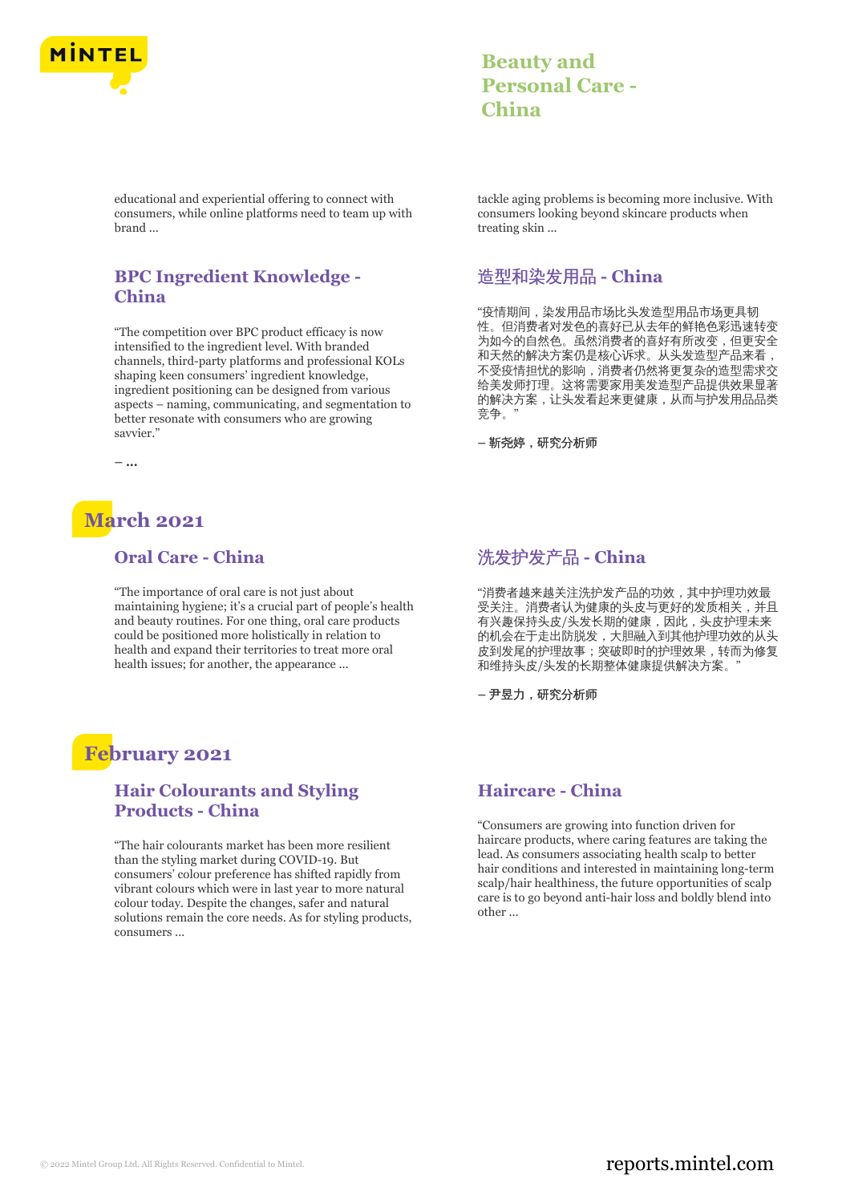educational and experiential offering to connect with consumers, while online platforms need to team up with brand ...

tackle aging problems is becoming more inclusive. With consumers looking beyond skincare products when treating skin ...

### BPC Ingredient Knowledge - China

"The competition over BPC product efficacy is now intensified to the ingredient level. With branded channels, third-party platforms and professional KOLs shaping keen consumers' ingredient knowledge, ingredient positioning can be designed from various aspects – naming, communicating, and segmentation to better resonate with consumers who are growing savvier."

– ...

### 造型和染发用品 - China

"疫情期间，染发用品市场比头发造型用品市场更具韧性。但消费者对发色的喜好已从去年的鲜艳色彩迅速转变为如今的自然色。虽然消费者的喜好有所改变，但更安全和天然的解决方案仍是核心诉求。从头发造型产品来看，不受疫情担忧的影响，消费者仍然将更复杂的造型需求交给美发师打理。这将需要家用美发造型产品提供效果显著的解决方案，让头发看起来更健康，从而与护发用品品类竞争。"

– 靳尧婷，研究分析师

## March 2021

### Oral Care - China

"The importance of oral care is not just about maintaining hygiene; it's a crucial part of people's health and beauty routines. For one thing, oral care products could be positioned more holistically in relation to health and expand their territories to treat more oral health issues; for another, the appearance ...

### 洗发护发产品 - China

"消费者越来越关注洗护发产品的功效，其中护理功效最受关注。消费者认为健康的头皮与更好的发质相关，并且有兴趣保持头皮/头发长期的健康，因此，头皮护理未来的机会在于走出防脱发，大胆融入到其他护理功效的从头皮到发尾的护理故事；突破即时的护理效果，转而为修复和维持头皮/头发的长期整体健康提供解决方案。"

– 尹昱力，研究分析师

## February 2021

### Hair Colourants and Styling Products - China

"The hair colourants market has been more resilient than the styling market during COVID-19. But consumers' colour preference has shifted rapidly from vibrant colours which were in last year to more natural colour today. Despite the changes, safer and natural solutions remain the core needs. As for styling products, consumers ...

### Haircare - China

"Consumers are growing into function driven for haircare products, where caring features are taking the lead. As consumers associating health scalp to better hair conditions and interested in maintaining long-term scalp/hair healthiness, the future opportunities of scalp care is to go beyond anti-hair loss and boldly blend into other ...